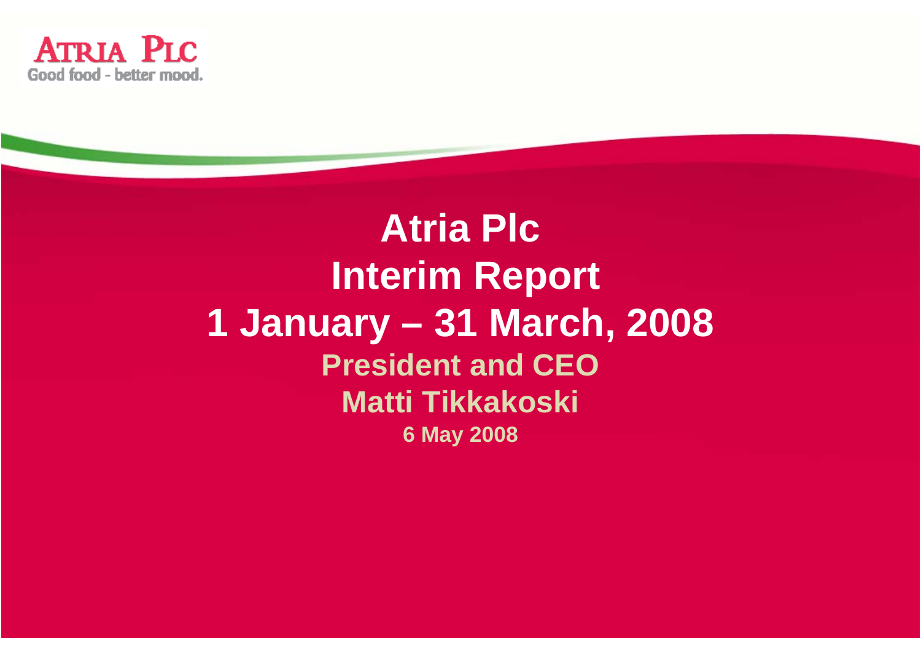ATRIA PLC
Good food - better mood.

# Atria Plc Interim Report 1 January – 31 March, 2008

**President and CEO**

**Matti Tikkakoski**

**6 May 2008**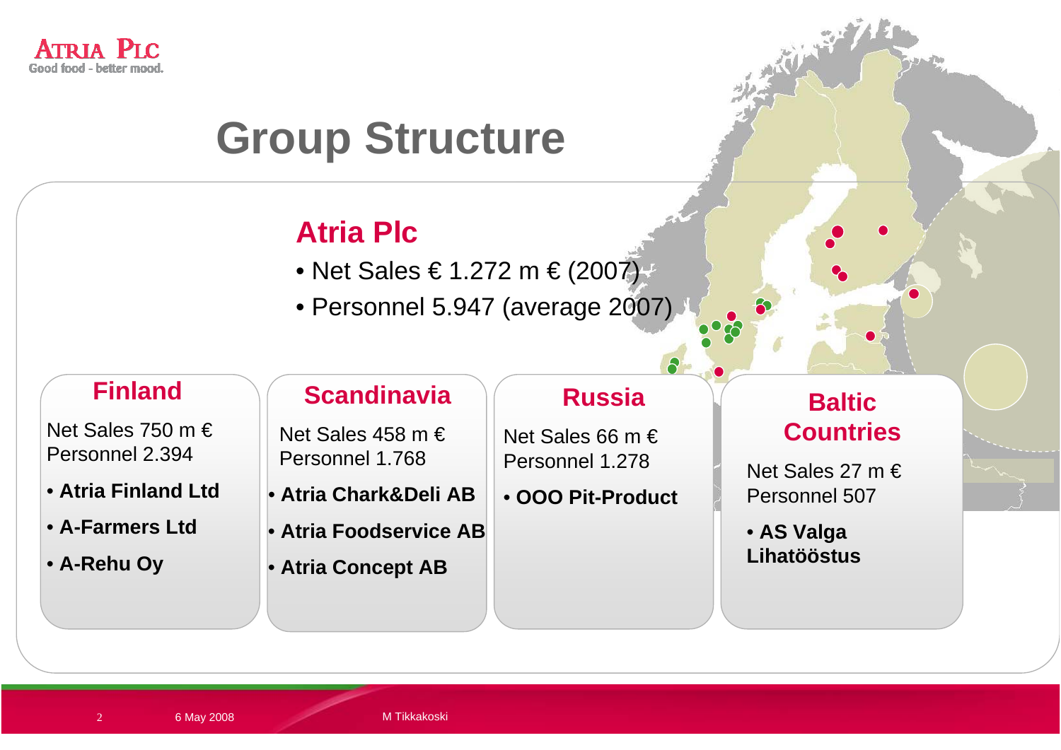# Group Structure

## Atria Plc

- Net Sales € 1.272 m € (2007)
- Personnel 5.947 (average 2007)

### Finland

Net Sales 750 m €
Personnel 2.394

- **Atria Finland Ltd**
- **A-Farmers Ltd**
- **A-Rehu Oy**

### Scandinavia

Net Sales 458 m €
Personnel 1.768

- **Atria Chark&Deli AB**
- **Atria Foodservice AB**
- **Atria Concept AB**

### Russia

Net Sales 66 m €
Personnel 1.278

- **OOO Pit-Product**

### Baltic Countries

Net Sales 27 m €
Personnel 507

- **AS Valga Lihatööstus**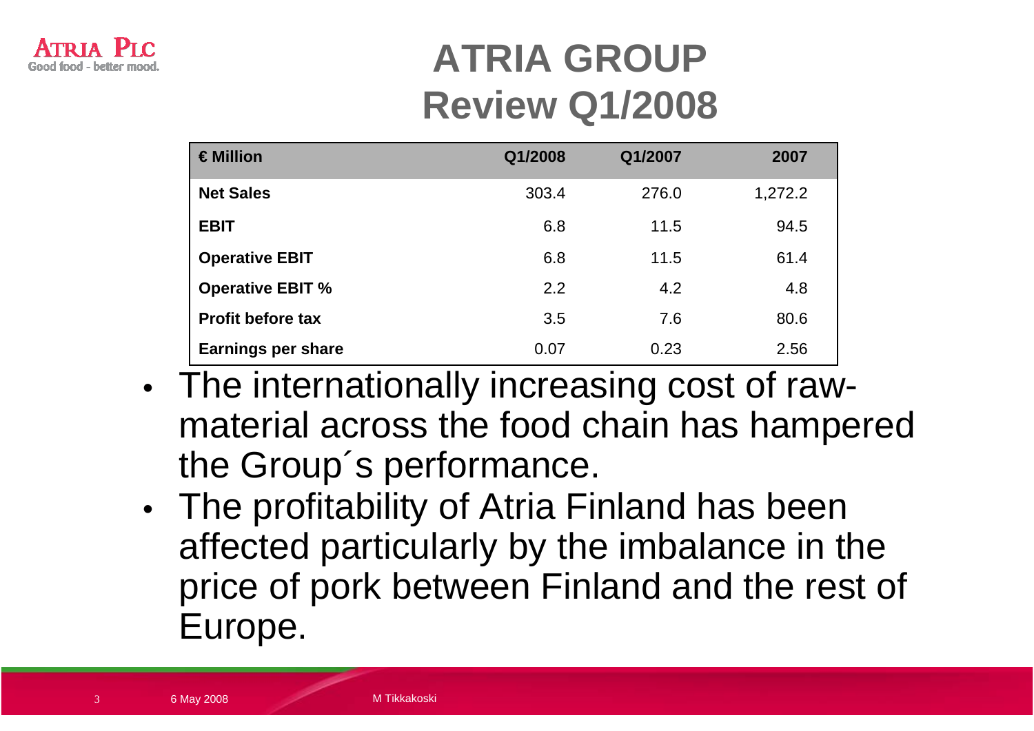# ATRIA GROUP
## Review Q1/2008

| € Million | Q1/2008 | Q1/2007 | 2007 |
|---|---|---|---|
| **Net Sales** | 303.4 | 276.0 | 1,272.2 |
| **EBIT** | 6.8 | 11.5 | 94.5 |
| **Operative EBIT** | 6.8 | 11.5 | 61.4 |
| **Operative EBIT %** | 2.2 | 4.2 | 4.8 |
| **Profit before tax** | 3.5 | 7.6 | 80.6 |
| **Earnings per share** | 0.07 | 0.23 | 2.56 |

- The internationally increasing cost of raw-material across the food chain has hampered the Group´s performance.
- The profitability of Atria Finland has been affected particularly by the imbalance in the price of pork between Finland and the rest of Europe.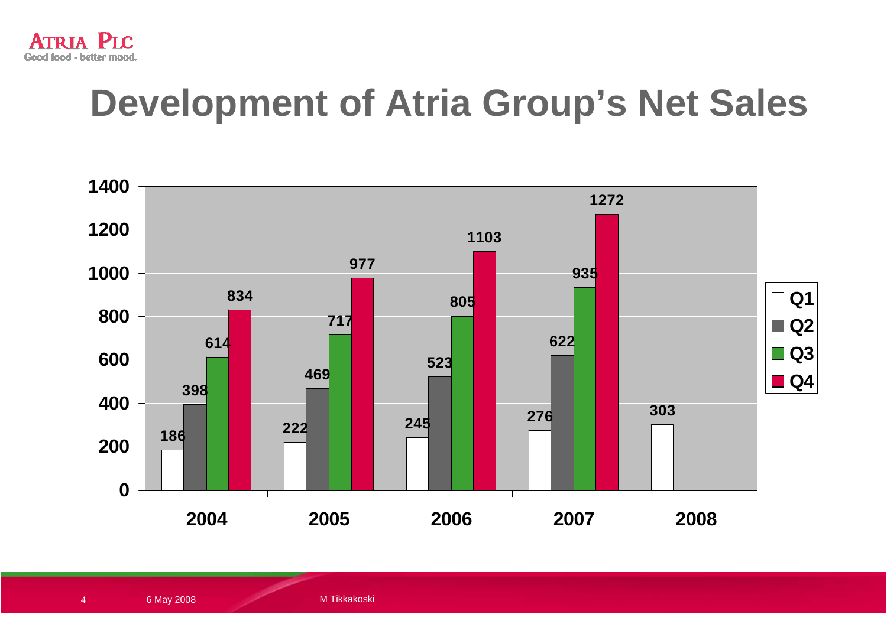# Development of Atria Group's Net Sales

| | Q1 | Q2 | Q3 | Q4 |
|---|---|---|---|---|
| 2004 | 186 | 398 | 614 | 834 |
| 2005 | 222 | 469 | 717 | 977 |
| 2006 | 245 | 523 | 805 | 1103 |
| 2007 | 276 | 622 | 935 | 1272 |
| 2008 | 303 | | | |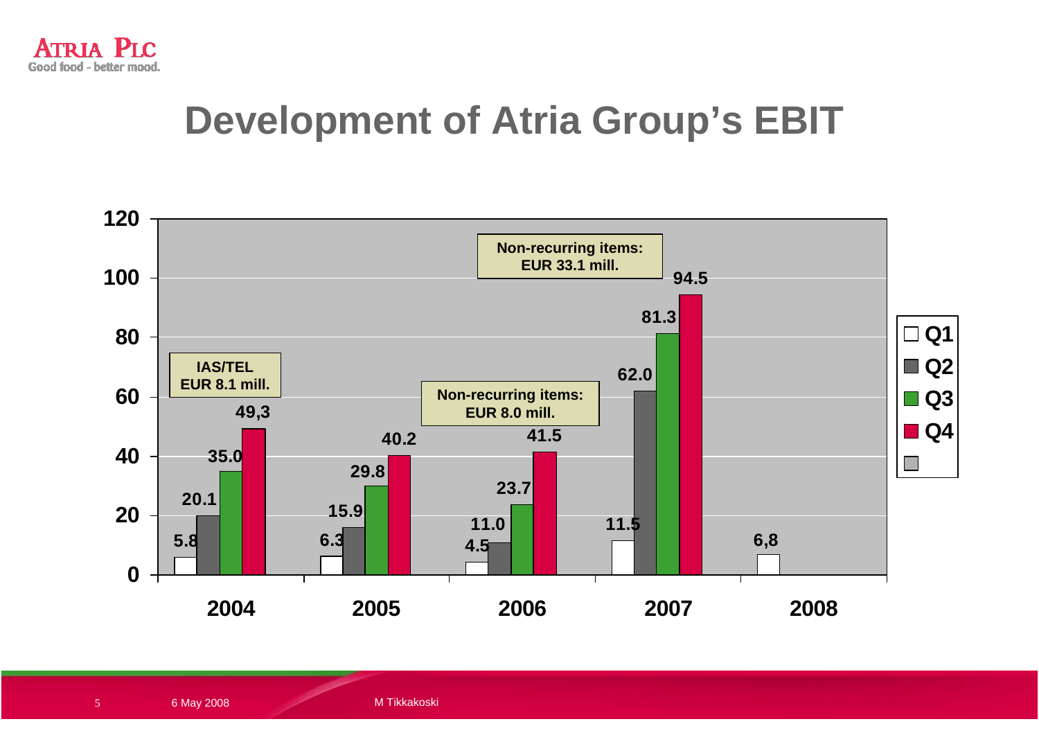# Development of Atria Group's EBIT

| | Q1 | Q2 | Q3 | Q4 |
|---|---|---|---|---|
| 2004 | 5.8 | 20.1 | 35.0 | 49,3 |
| 2005 | 6.3 | 15.9 | 29.8 | 40.2 |
| 2006 | 4.5 | 11.0 | 23.7 | 41.5 |
| 2007 | 11.5 | 62.0 | 81.3 | 94.5 |
| 2008 | 6,8 | | | |

IAS/TEL EUR 8.1 mill.

Non-recurring items: EUR 8.0 mill.

Non-recurring items: EUR 33.1 mill.

6 May 2008

M Tikkakoski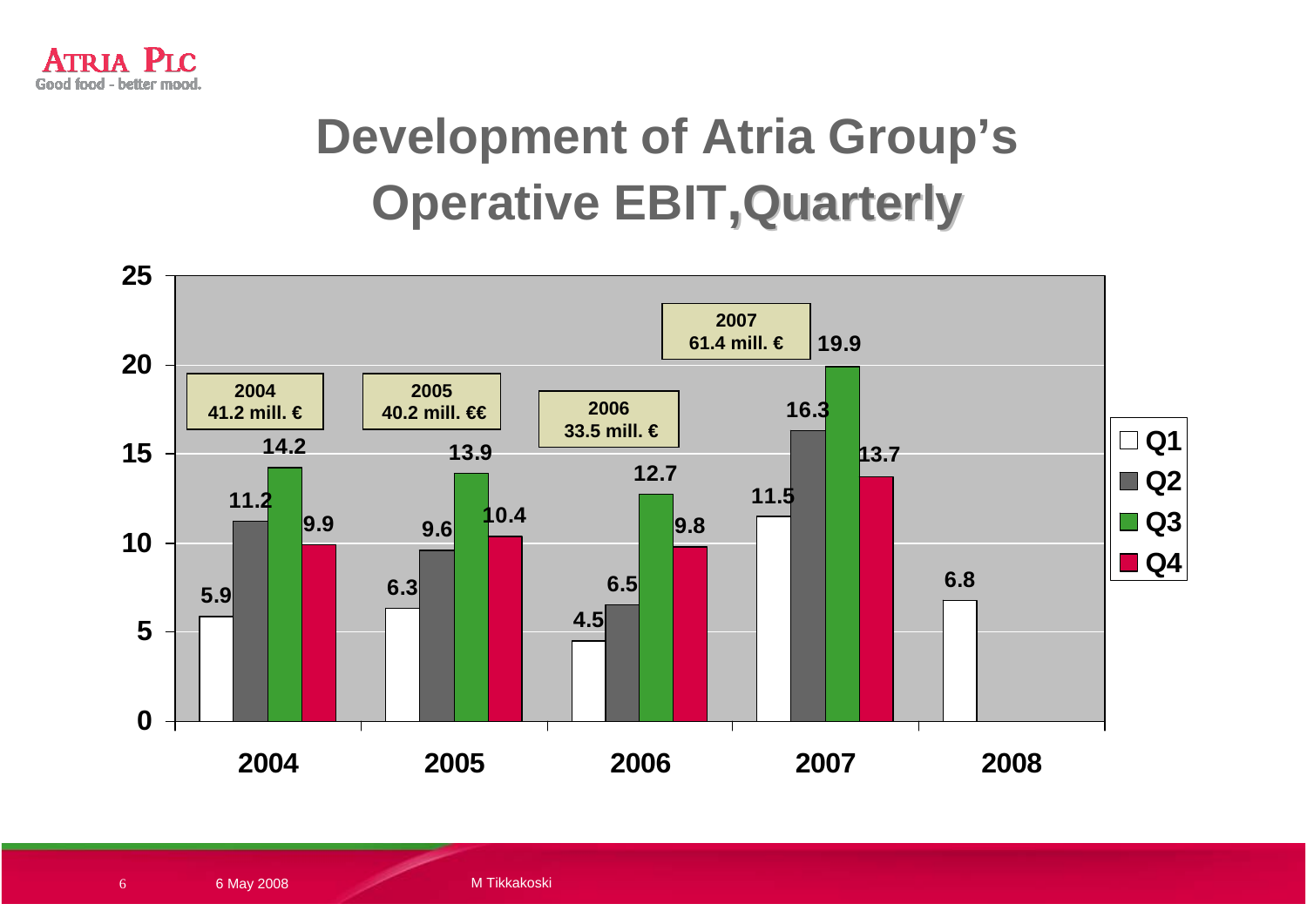# Development of Atria Group's Operative EBIT, Quarterly

| Year | Q1 | Q2 | Q3 | Q4 | Total |
| --- | --- | --- | --- | --- | --- |
| 2004 | 5.9 | 11.2 | 14.2 | 9.9 | 41.2 mill. € |
| 2005 | 6.3 | 9.6 | 13.9 | 10.4 | 40.2 mill. €€ |
| 2006 | 4.5 | 6.5 | 12.7 | 9.8 | 33.5 mill. € |
| 2007 | 11.5 | 16.3 | 19.9 | 13.7 | 61.4 mill. € |
| 2008 | 6.8 | | | | |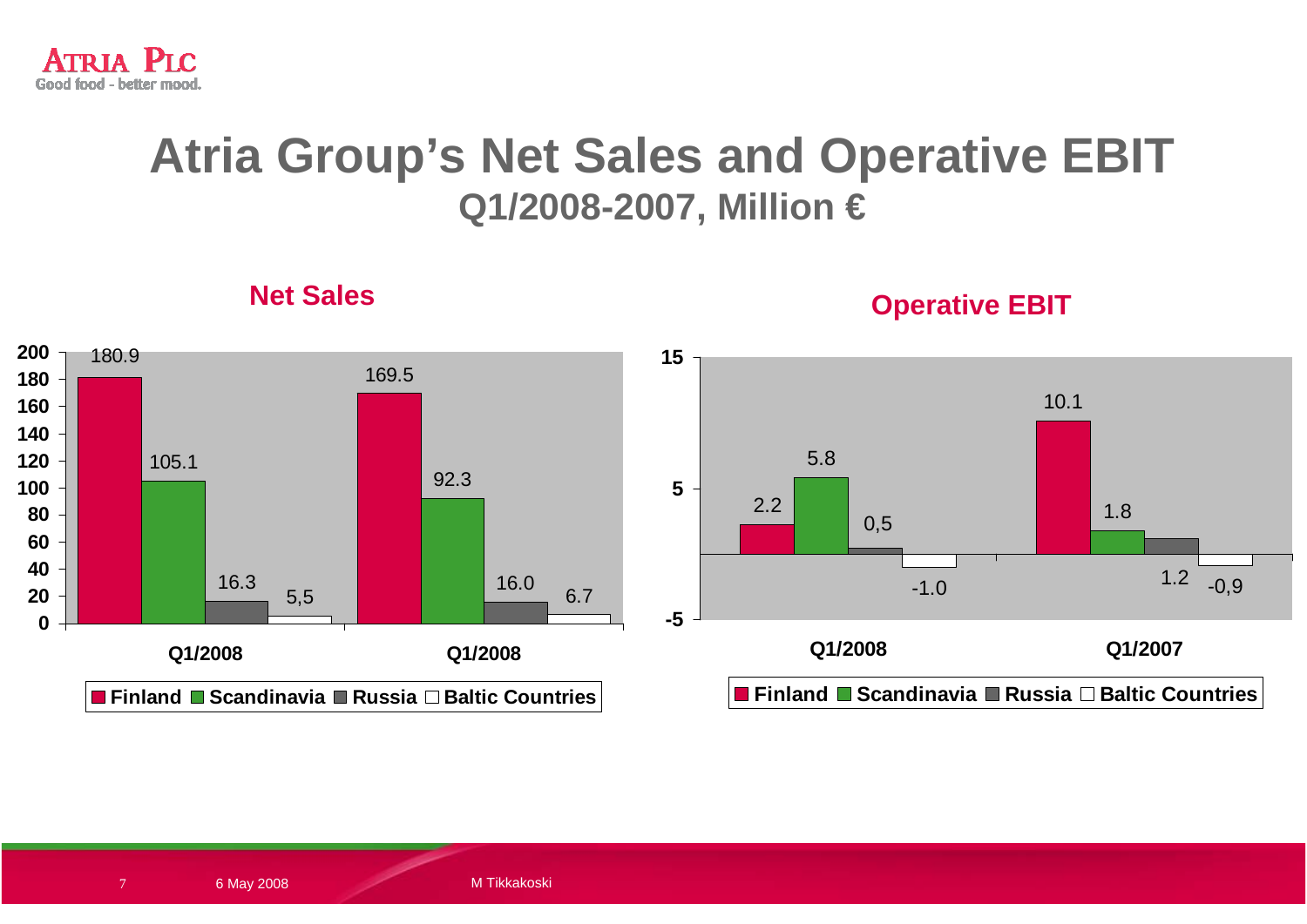# Atria Group's Net Sales and Operative EBIT

## Q1/2008-2007, Million €

### Net Sales

| | Finland | Scandinavia | Russia | Baltic Countries |
|---|---|---|---|---|
| Q1/2008 | 180.9 | 105.1 | 16.3 | 5,5 |
| Q1/2008 | 169.5 | 92.3 | 16.0 | 6.7 |

### Operative EBIT

| | Finland | Scandinavia | Russia | Baltic Countries |
|---|---|---|---|---|
| Q1/2008 | 2.2 | 5.8 | 0,5 | -1.0 |
| Q1/2007 | 10.1 | 1.8 | 1.2 | -0,9 |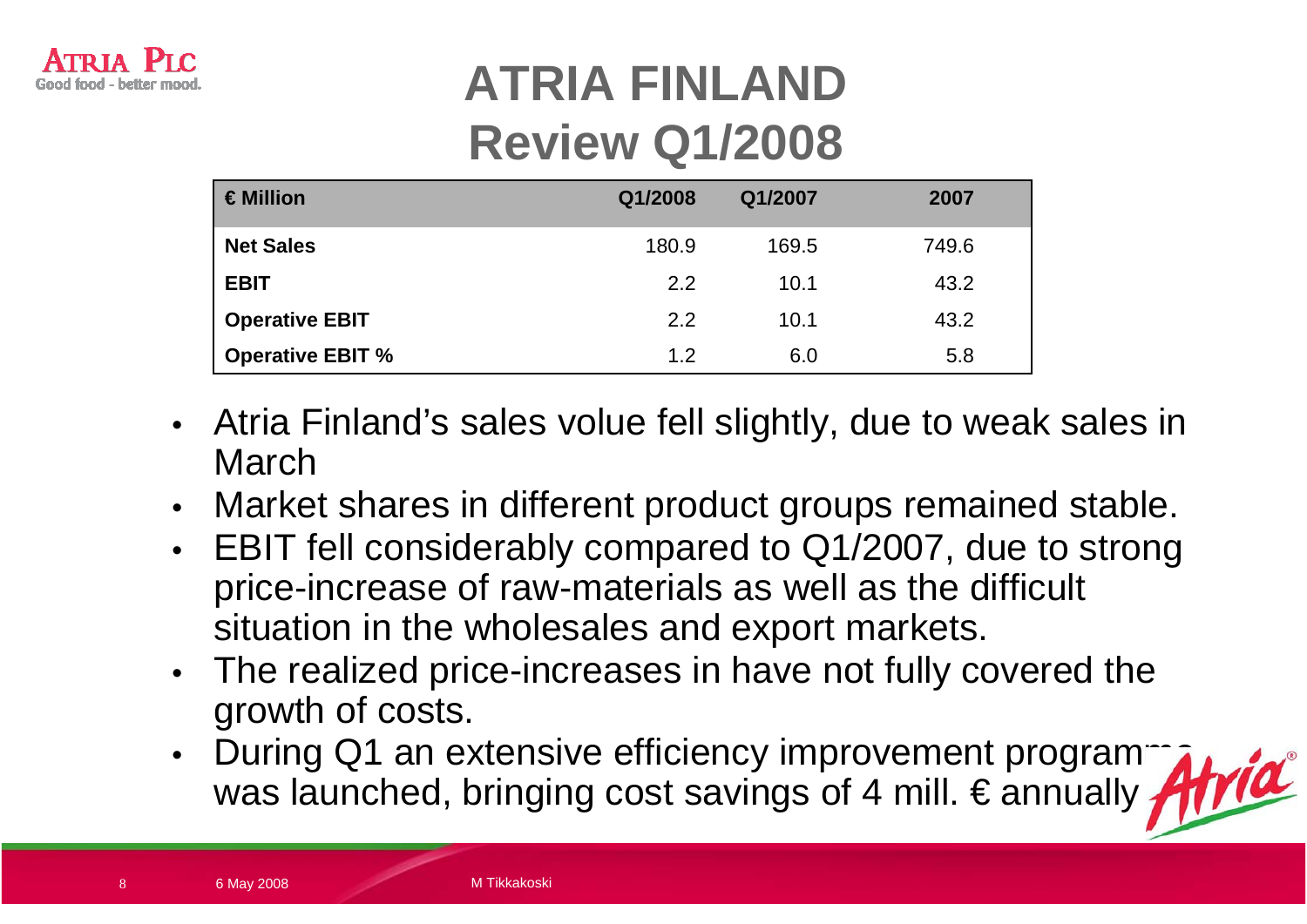# ATRIA FINLAND
# Review Q1/2008

| € Million | Q1/2008 | Q1/2007 | 2007 |
|---|---|---|---|
| **Net Sales** | 180.9 | 169.5 | 749.6 |
| **EBIT** | 2.2 | 10.1 | 43.2 |
| **Operative EBIT** | 2.2 | 10.1 | 43.2 |
| **Operative EBIT %** | 1.2 | 6.0 | 5.8 |

- Atria Finland's sales volue fell slightly, due to weak sales in March
- Market shares in different product groups remained stable.
- EBIT fell considerably compared to Q1/2007, due to strong price-increase of raw-materials as well as the difficult situation in the wholesales and export markets.
- The realized price-increases in have not fully covered the growth of costs.
- During Q1 an extensive efficiency improvement programme was launched, bringing cost savings of 4 mill. € annually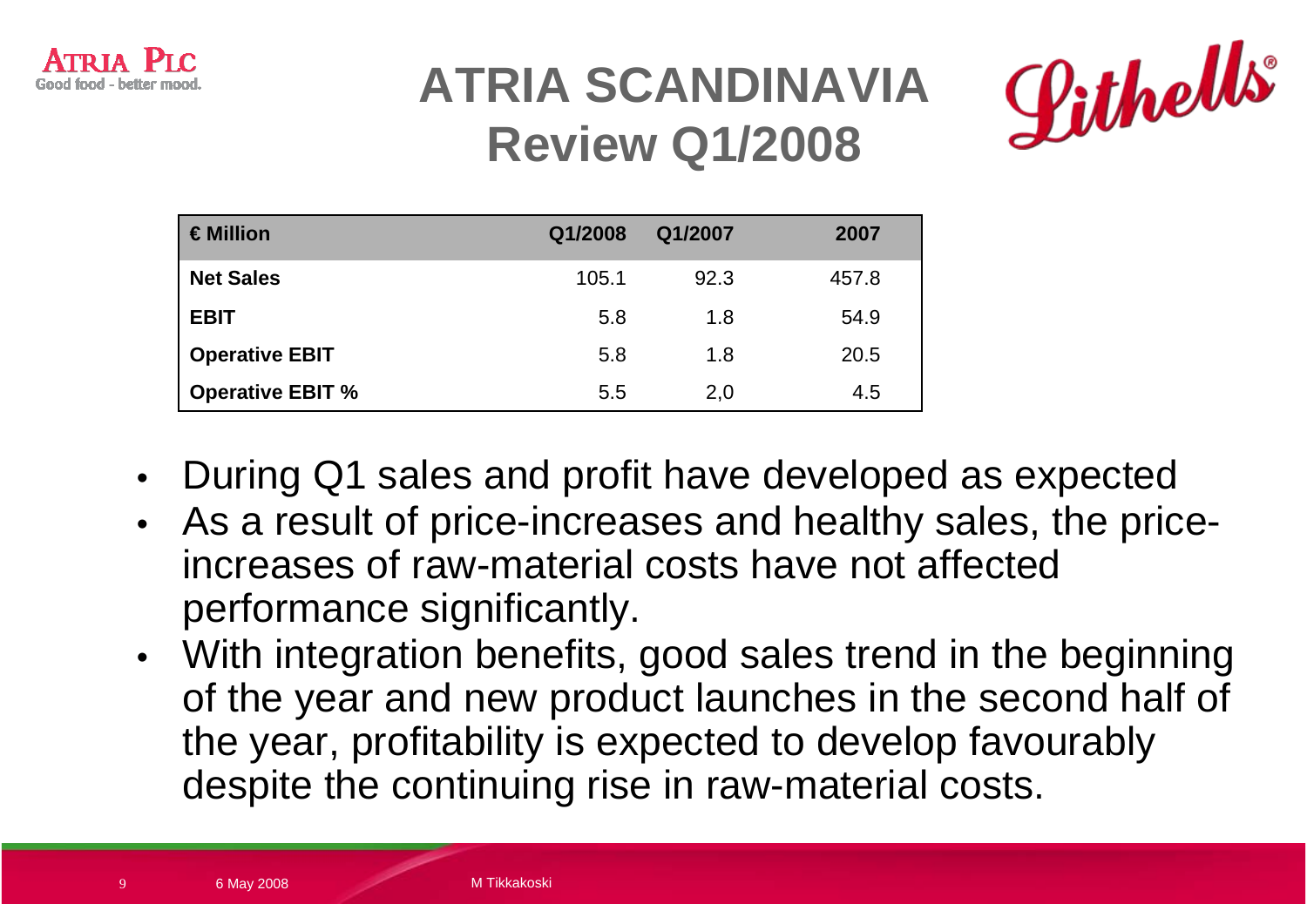# ATRIA SCANDINAVIA Review Q1/2008

| € Million | Q1/2008 | Q1/2007 | 2007 |
|---|---|---|---|
| **Net Sales** | 105.1 | 92.3 | 457.8 |
| **EBIT** | 5.8 | 1.8 | 54.9 |
| **Operative EBIT** | 5.8 | 1.8 | 20.5 |
| **Operative EBIT %** | 5.5 | 2,0 | 4.5 |

- During Q1 sales and profit have developed as expected
- As a result of price-increases and healthy sales, the price-increases of raw-material costs have not affected performance significantly.
- With integration benefits, good sales trend in the beginning of the year and new product launches in the second half of the year, profitability is expected to develop favourably despite the continuing rise in raw-material costs.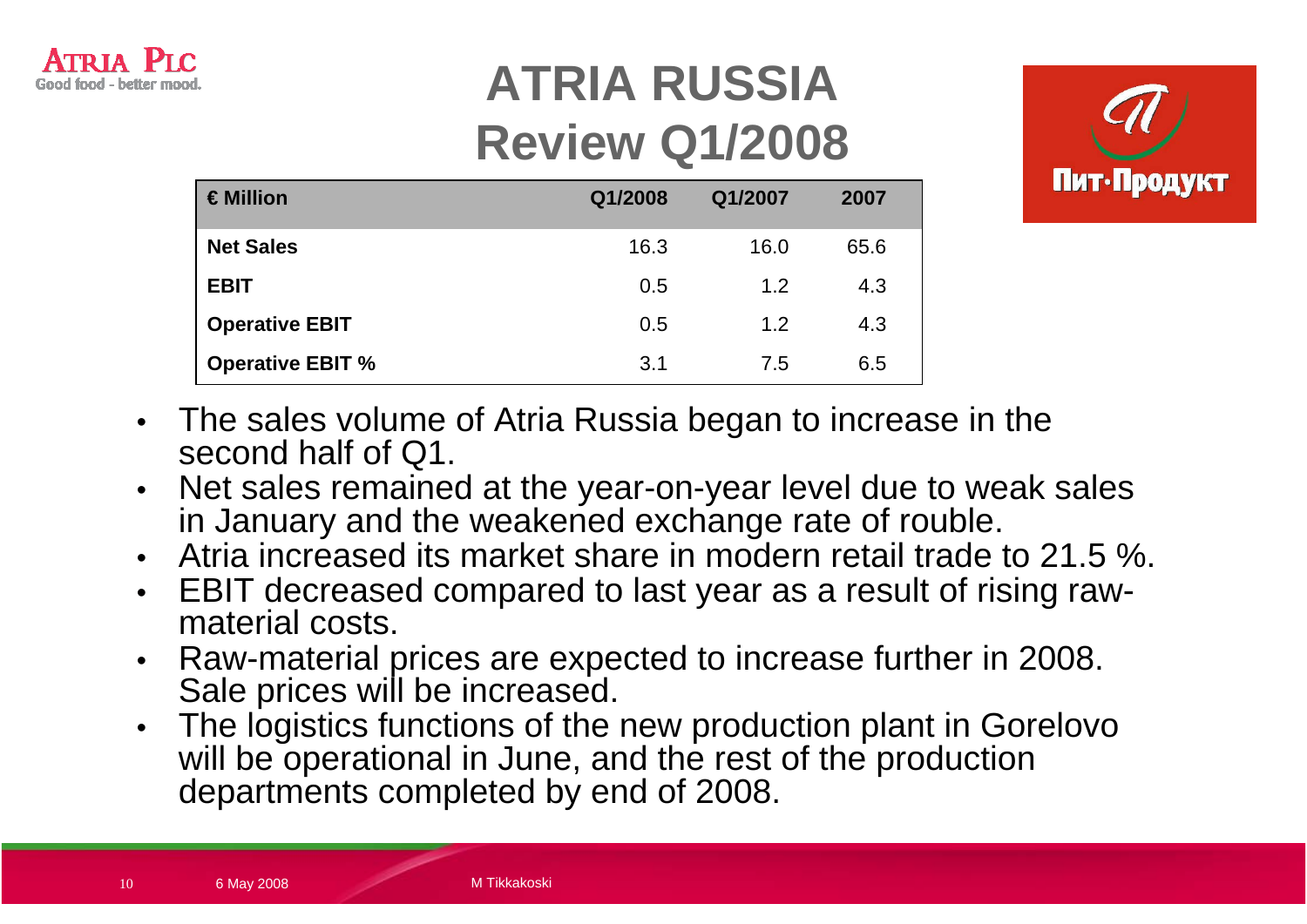# ATRIA RUSSIA Review Q1/2008

| € Million | Q1/2008 | Q1/2007 | 2007 |
|---|---|---|---|
| **Net Sales** | 16.3 | 16.0 | 65.6 |
| **EBIT** | 0.5 | 1.2 | 4.3 |
| **Operative EBIT** | 0.5 | 1.2 | 4.3 |
| **Operative EBIT %** | 3.1 | 7.5 | 6.5 |

- The sales volume of Atria Russia began to increase in the second half of Q1.
- Net sales remained at the year-on-year level due to weak sales in January and the weakened exchange rate of rouble.
- Atria increased its market share in modern retail trade to 21.5 %.
- EBIT decreased compared to last year as a result of rising raw-material costs.
- Raw-material prices are expected to increase further in 2008. Sale prices will be increased.
- The logistics functions of the new production plant in Gorelovo will be operational in June, and the rest of the production departments completed by end of 2008.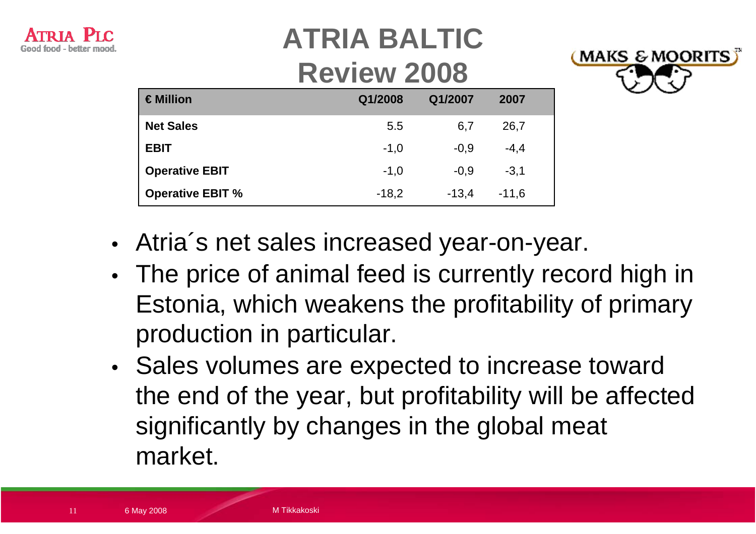# ATRIA BALTIC
# Review 2008

| € Million | Q1/2008 | Q1/2007 | 2007 |
|---|---|---|---|
| **Net Sales** | 5.5 | 6,7 | 26,7 |
| **EBIT** | -1,0 | -0,9 | -4,4 |
| **Operative EBIT** | -1,0 | -0,9 | -3,1 |
| **Operative EBIT %** | -18,2 | -13,4 | -11,6 |

- Atria´s net sales increased year-on-year.
- The price of animal feed is currently record high in Estonia, which weakens the profitability of primary production in particular.
- Sales volumes are expected to increase toward the end of the year, but profitability will be affected significantly by changes in the global meat market.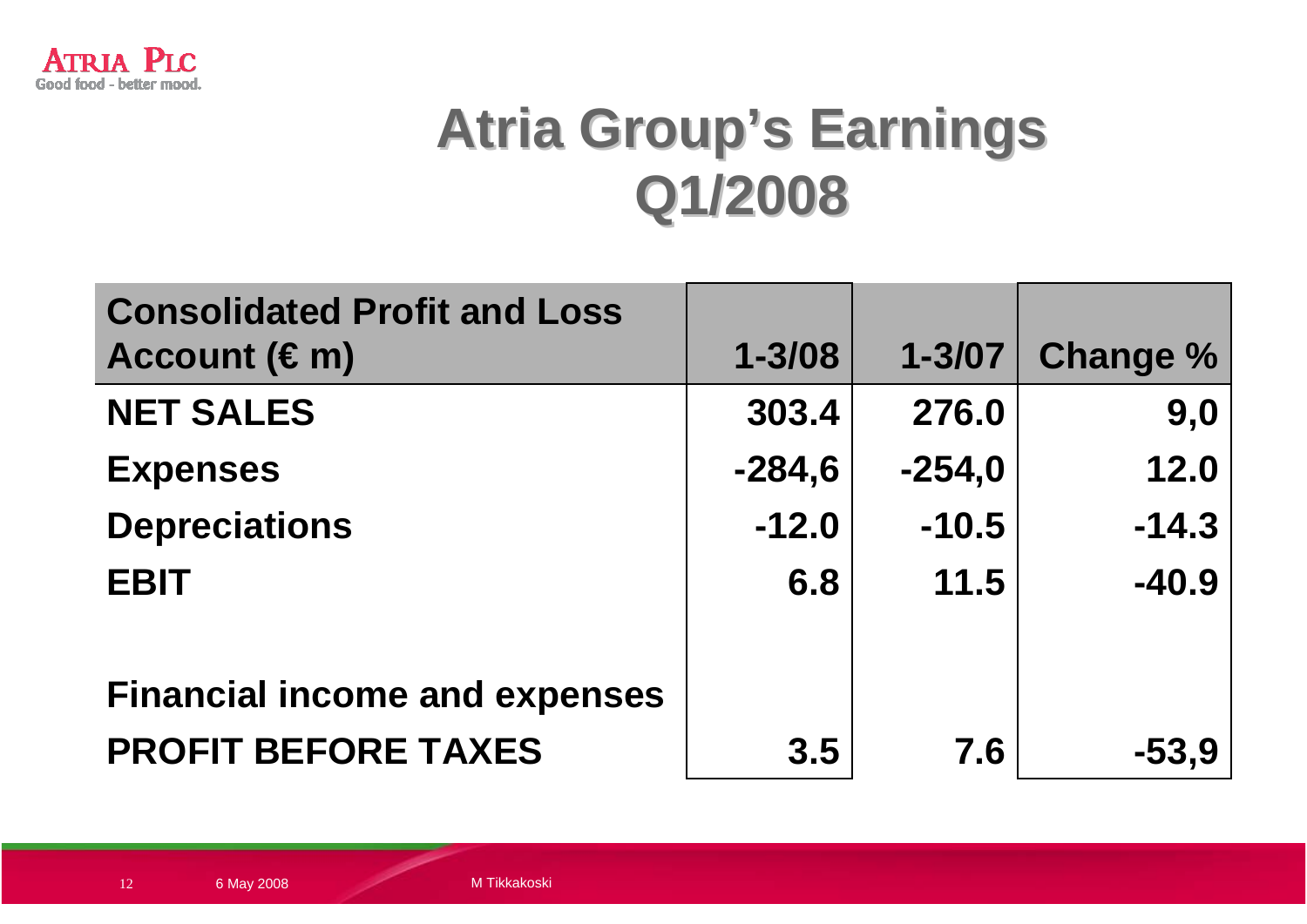# Atria Group's Earnings Q1/2008

| Consolidated Profit and Loss Account (€ m) | 1-3/08 | 1-3/07 | Change % |
|---|---|---|---|
| **NET SALES** | **303.4** | **276.0** | **9,0** |
| **Expenses** | **-284,6** | **-254,0** | **12.0** |
| **Depreciations** | **-12.0** | **-10.5** | **-14.3** |
| **EBIT** | **6.8** | **11.5** | **-40.9** |
| | | | |
| **Financial income and expenses** | | | |
| **PROFIT BEFORE TAXES** | **3.5** | **7.6** | **-53,9** |

6 May 2008 M Tikkakoski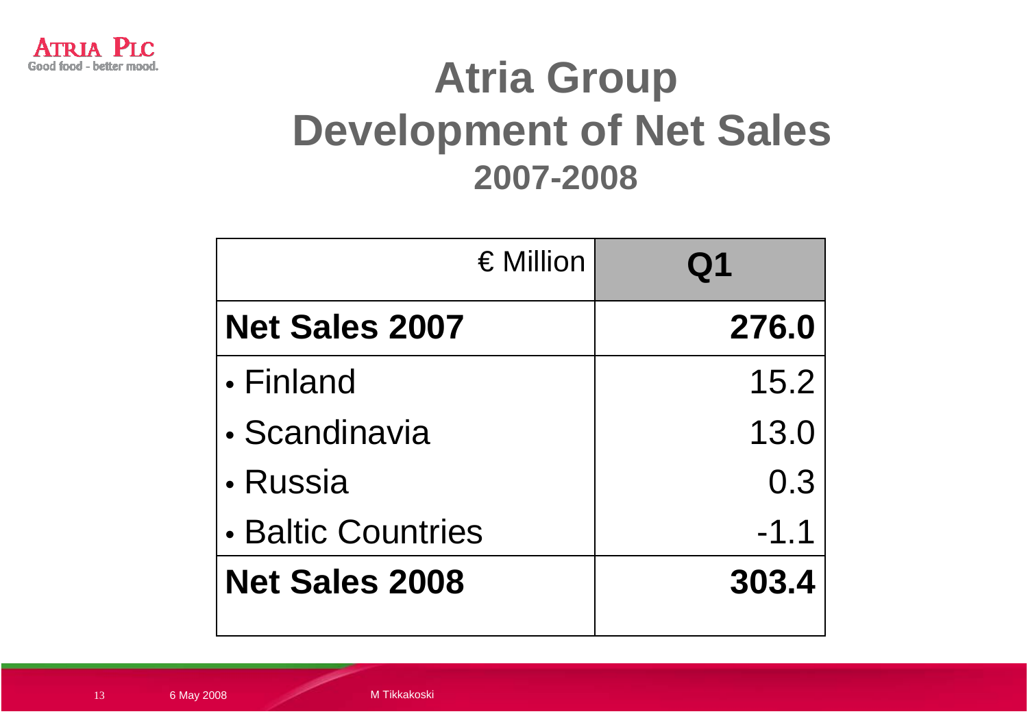# Atria Group
## Development of Net Sales
### 2007-2008

| € Million | Q1 |
|---|---|
| **Net Sales 2007** | **276.0** |
| • Finland | 15.2 |
| • Scandinavia | 13.0 |
| • Russia | 0.3 |
| • Baltic Countries | -1.1 |
| **Net Sales 2008** | **303.4** |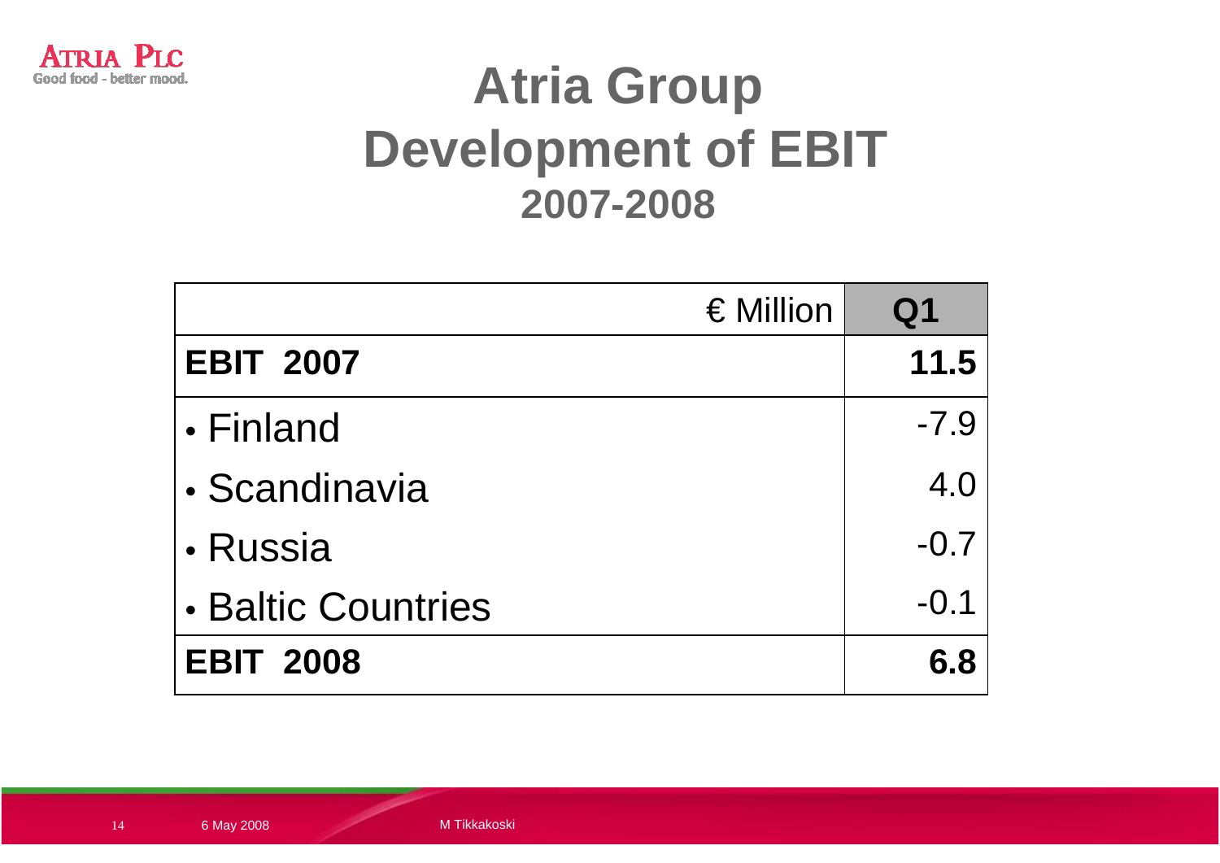# Atria Group Development of EBIT

## 2007-2008

| € Million | Q1 |
|---|---|
| **EBIT 2007** | **11.5** |
| • Finland | -7.9 |
| • Scandinavia | 4.0 |
| • Russia | -0.7 |
| • Baltic Countries | -0.1 |
| **EBIT 2008** | **6.8** |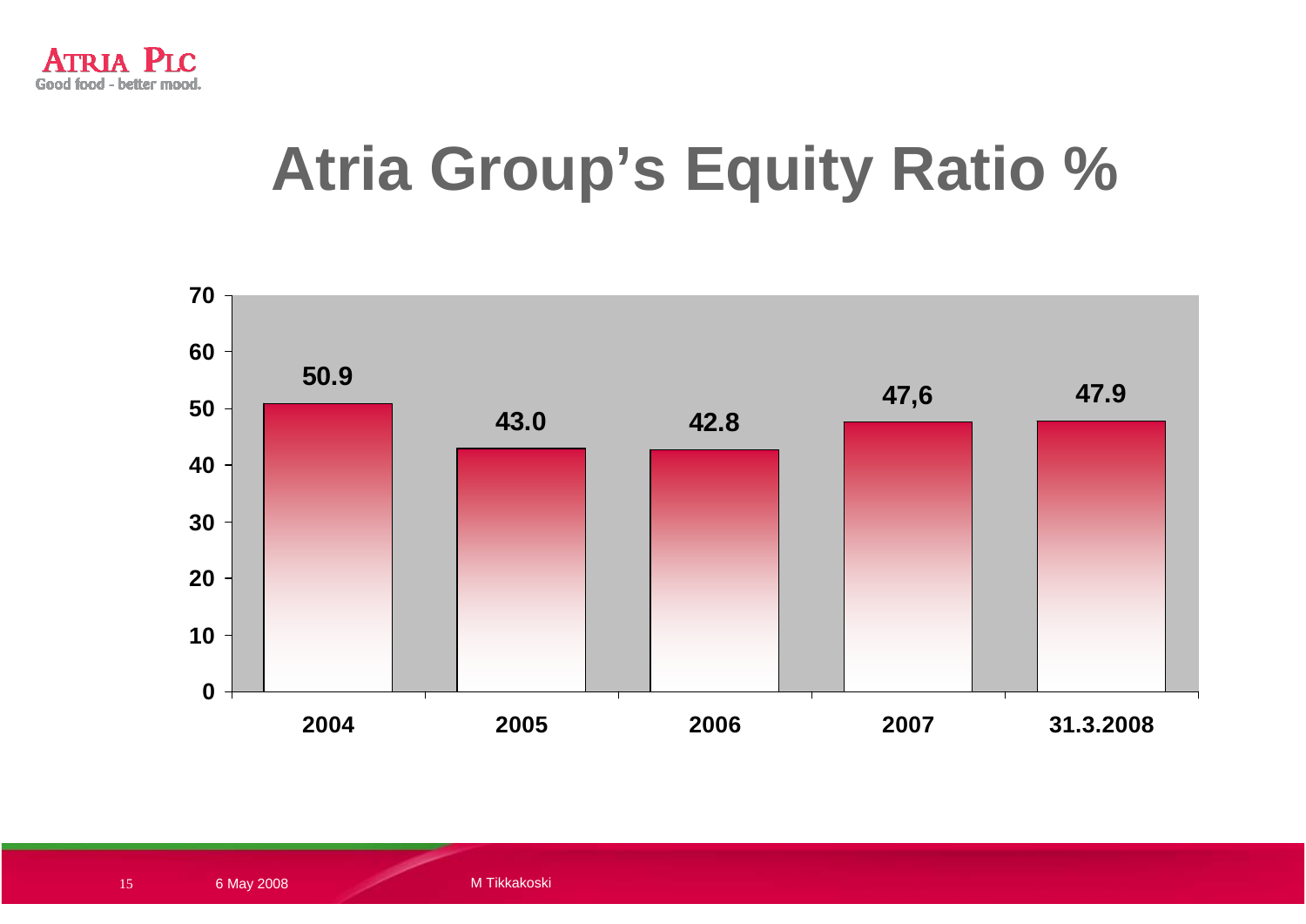# Atria Group's Equity Ratio %

| | 2004 | 2005 | 2006 | 2007 | 31.3.2008 |
|---|---|---|---|---|---|
| Equity Ratio % | 50.9 | 43.0 | 42.8 | 47,6 | 47.9 |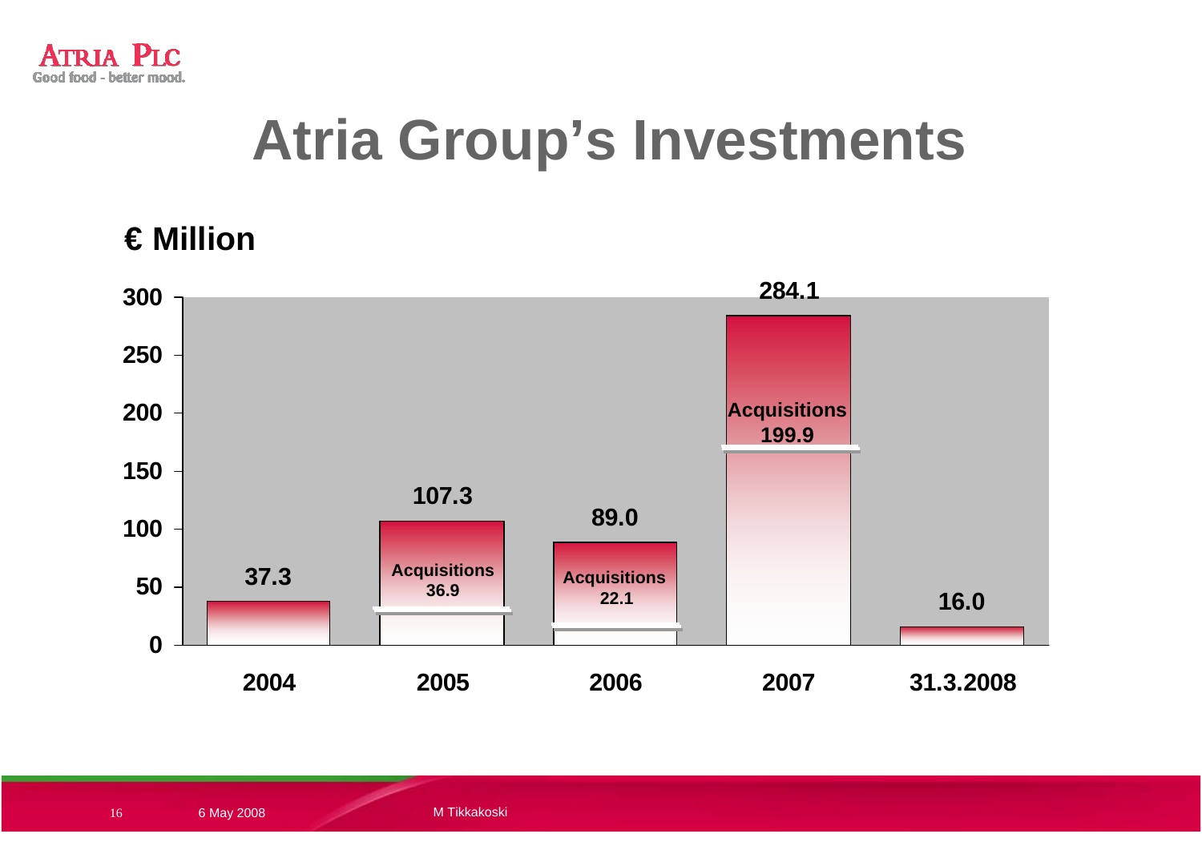# Atria Group's Investments

**€ Million**

| Year | Total investments | Acquisitions |
|---|---|---|
| 2004 | 37.3 | |
| 2005 | 107.3 | 36.9 |
| 2006 | 89.0 | 22.1 |
| 2007 | 284.1 | 199.9 |
| 31.3.2008 | 16.0 | |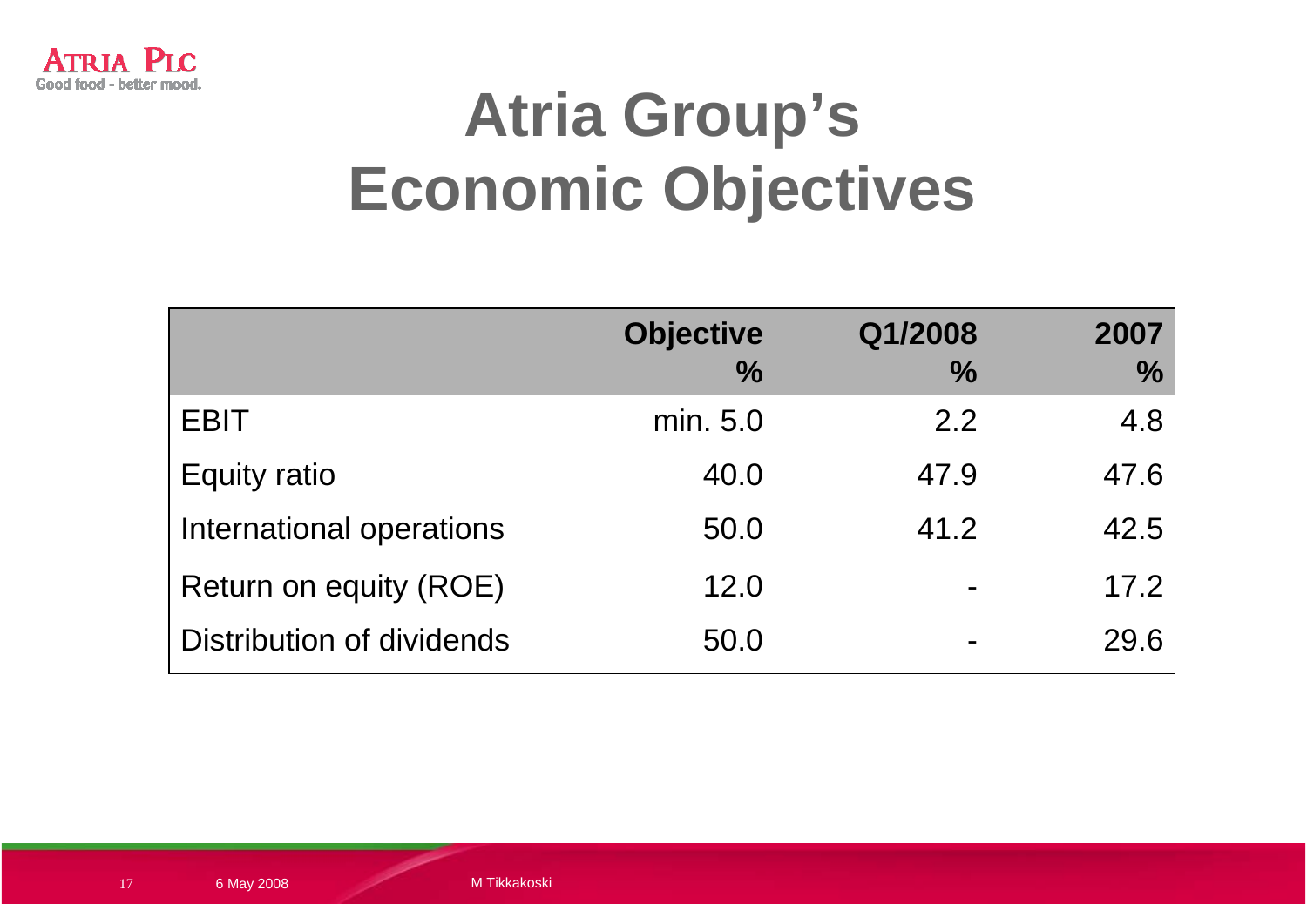# Atria Group's Economic Objectives

| | Objective % | Q1/2008 % | 2007 % |
|---|---|---|---|
| EBIT | min. 5.0 | 2.2 | 4.8 |
| Equity ratio | 40.0 | 47.9 | 47.6 |
| International operations | 50.0 | 41.2 | 42.5 |
| Return on equity (ROE) | 12.0 | - | 17.2 |
| Distribution of dividends | 50.0 | - | 29.6 |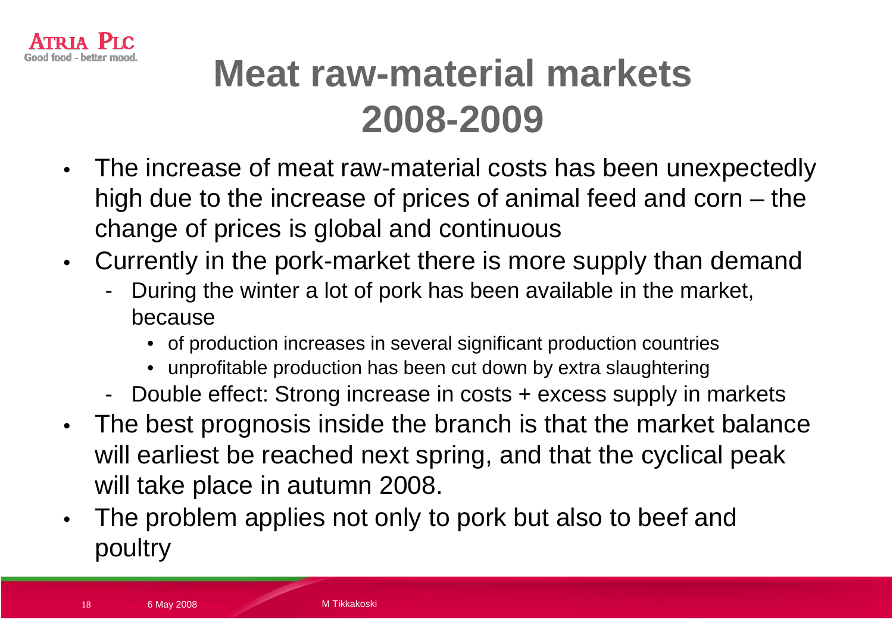# Meat raw-material markets 2008-2009

- The increase of meat raw-material costs has been unexpectedly high due to the increase of prices of animal feed and corn – the change of prices is global and continuous
- Currently in the pork-market there is more supply than demand
  - During the winter a lot of pork has been available in the market, because
    - of production increases in several significant production countries
    - unprofitable production has been cut down by extra slaughtering
  - Double effect: Strong increase in costs + excess supply in markets
- The best prognosis inside the branch is that the market balance will earliest be reached next spring, and that the cyclical peak will take place in autumn 2008.
- The problem applies not only to pork but also to beef and poultry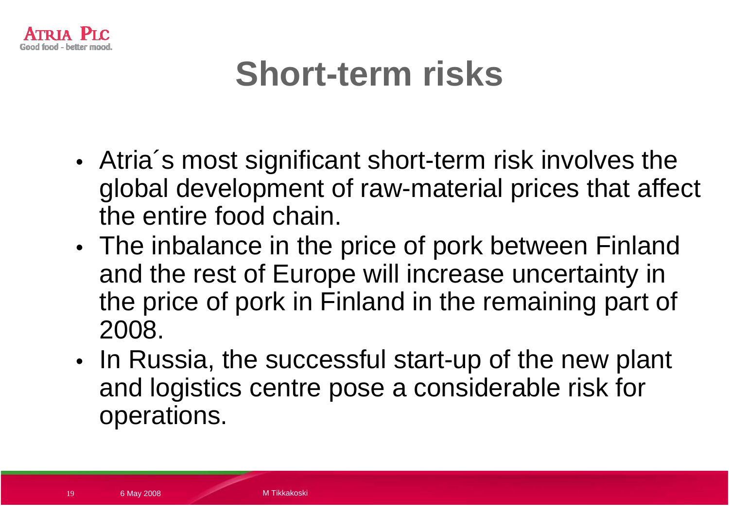# Short-term risks

- Atria´s most significant short-term risk involves the global development of raw-material prices that affect the entire food chain.
- The inbalance in the price of pork between Finland and the rest of Europe will increase uncertainty in the price of pork in Finland in the remaining part of 2008.
- In Russia, the successful start-up of the new plant and logistics centre pose a considerable risk for operations.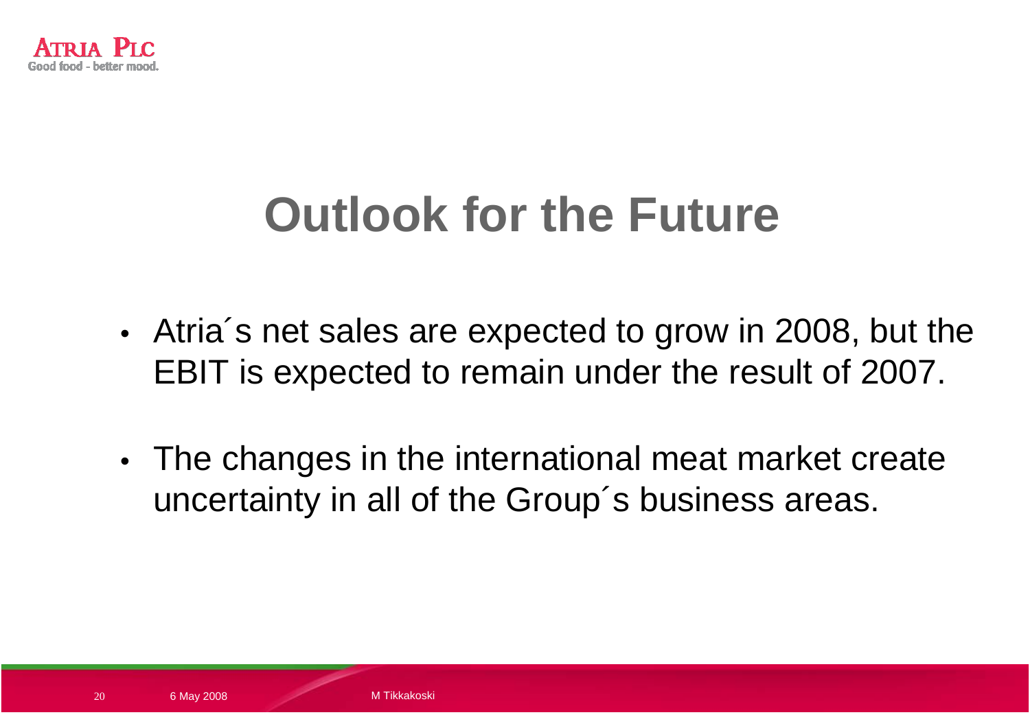# Outlook for the Future

- Atria´s net sales are expected to grow in 2008, but the EBIT is expected to remain under the result of 2007.
- The changes in the international meat market create uncertainty in all of the Group´s business areas.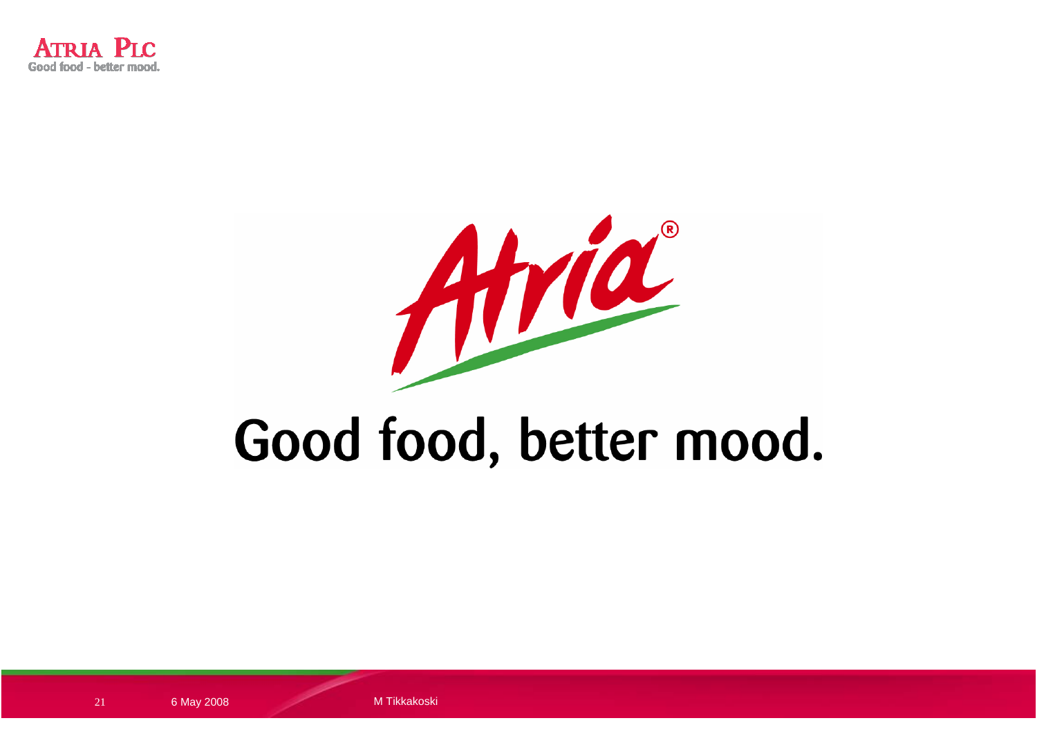Atria®

Good food, better mood.